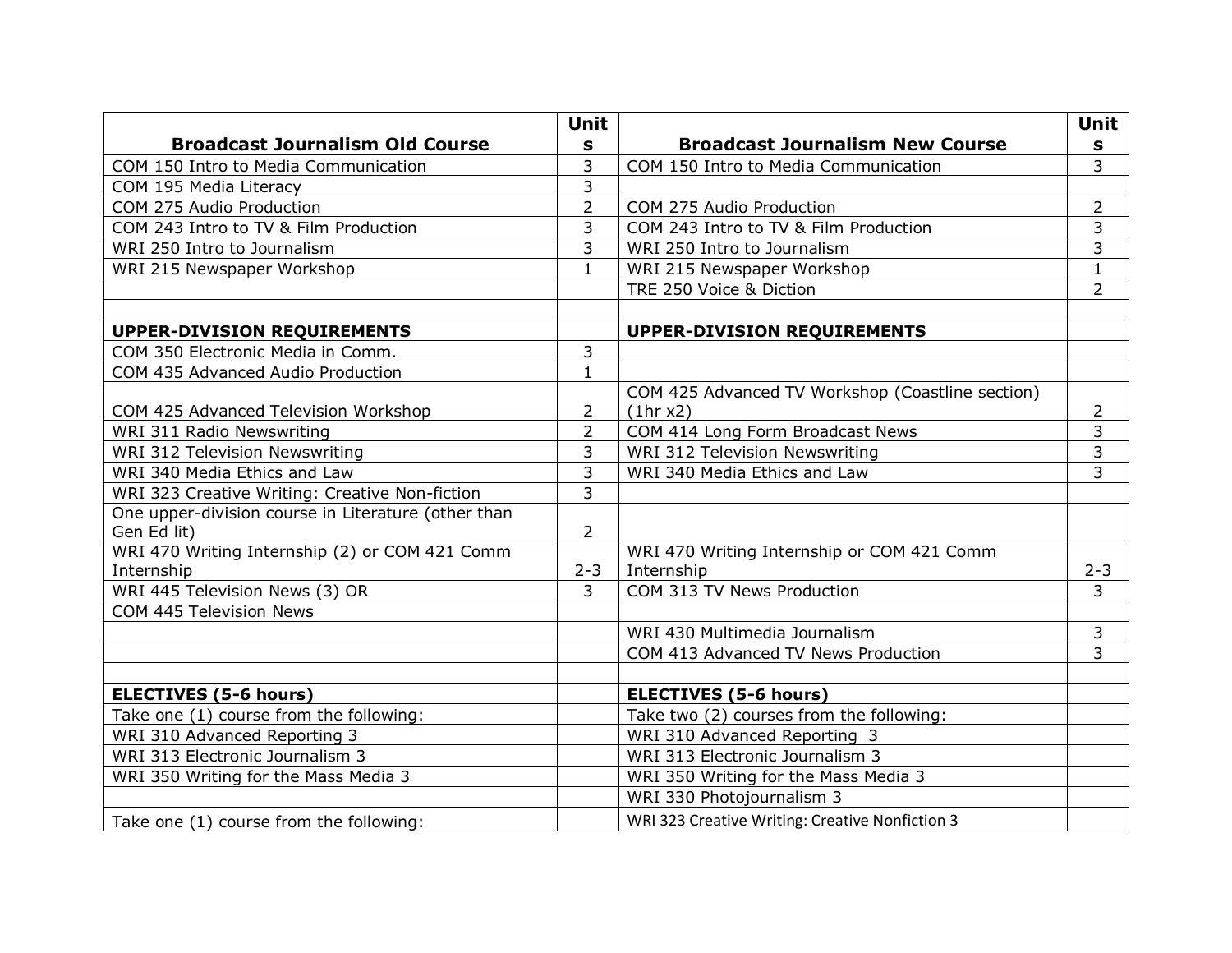| Broadcast Journalism Old Course | Units | Broadcast Journalism New Course | Units |
|---|---|---|---|
| COM 150 Intro to Media Communication | 3 | COM 150 Intro to Media Communication | 3 |
| COM 195 Media Literacy | 3 | | |
| COM 275 Audio Production | 2 | COM 275 Audio Production | 2 |
| COM 243 Intro to TV & Film Production | 3 | COM 243 Intro to TV & Film Production | 3 |
| WRI 250 Intro to Journalism | 3 | WRI 250 Intro to Journalism | 3 |
| WRI 215 Newspaper Workshop | 1 | WRI 215 Newspaper Workshop | 1 |
| | | TRE 250 Voice & Diction | 2 |
| | | | |
| **UPPER-DIVISION REQUIREMENTS** | | **UPPER-DIVISION REQUIREMENTS** | |
| COM 350 Electronic Media in Comm. | 3 | | |
| COM 435 Advanced Audio Production | 1 | | |
| COM 425 Advanced Television Workshop | 2 | COM 425 Advanced TV Workshop (Coastline section) (1hr x2) | 2 |
| WRI 311 Radio Newswriting | 2 | COM 414 Long Form Broadcast News | 3 |
| WRI 312 Television Newswriting | 3 | WRI 312 Television Newswriting | 3 |
| WRI 340 Media Ethics and Law | 3 | WRI 340 Media Ethics and Law | 3 |
| WRI 323 Creative Writing: Creative Non-fiction | 3 | | |
| One upper-division course in Literature (other than Gen Ed lit) | 2 | | |
| WRI 470 Writing Internship (2) or COM 421 Comm Internship | 2-3 | WRI 470 Writing Internship or COM 421 Comm Internship | 2-3 |
| WRI 445 Television News (3) OR | 3 | COM 313 TV News Production | 3 |
| COM 445 Television News | | | |
| | | WRI 430 Multimedia Journalism | 3 |
| | | COM 413 Advanced TV News Production | 3 |
| | | | |
| **ELECTIVES (5-6 hours)** | | **ELECTIVES (5-6 hours)** | |
| Take one (1) course from the following: | | Take two (2) courses from the following: | |
| WRI 310 Advanced Reporting 3 | | WRI 310 Advanced Reporting 3 | |
| WRI 313 Electronic Journalism 3 | | WRI 313 Electronic Journalism 3 | |
| WRI 350 Writing for the Mass Media 3 | | WRI 350 Writing for the Mass Media 3 | |
| | | WRI 330 Photojournalism 3 | |
| Take one (1) course from the following: | | WRI 323 Creative Writing: Creative Nonfiction 3 | |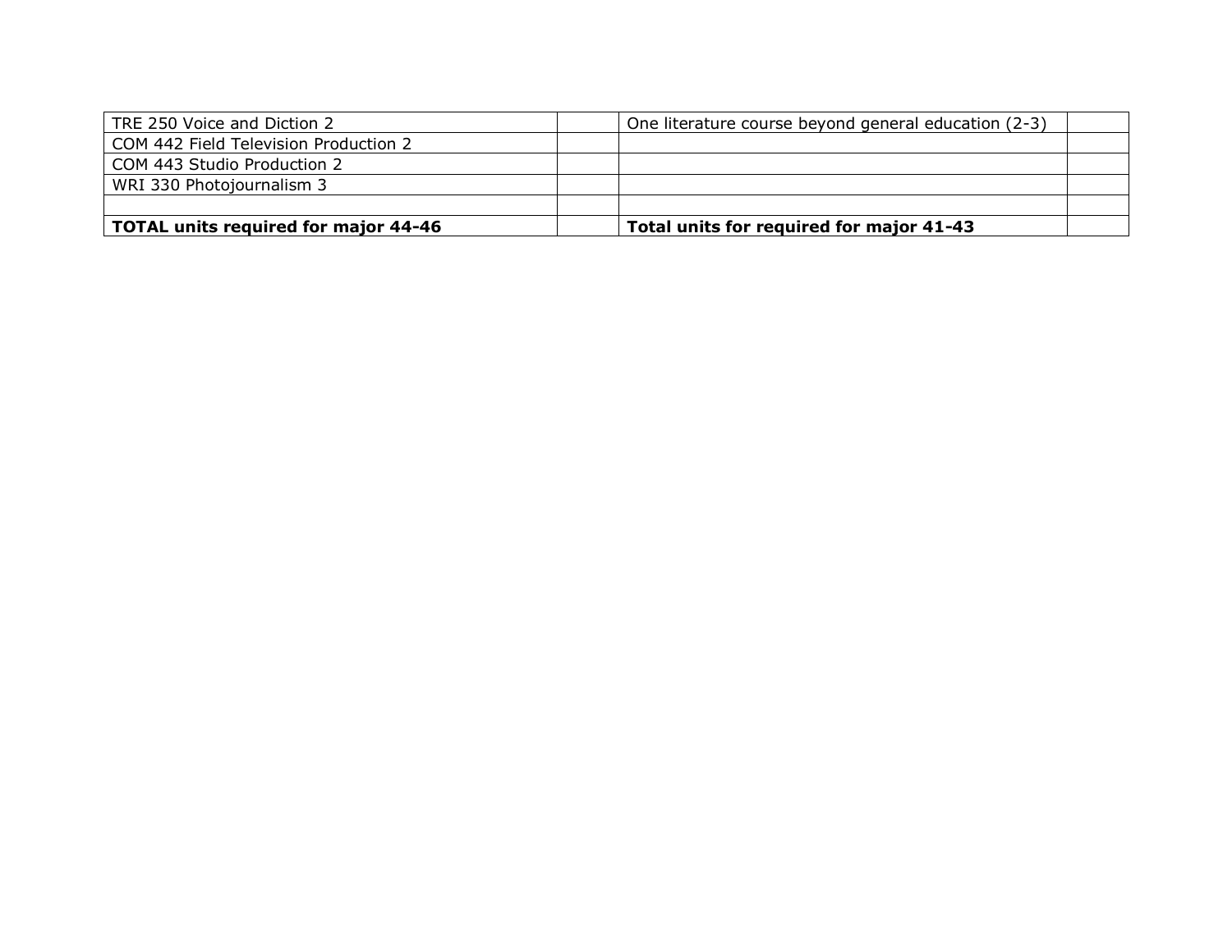| | | | |
|---|---|---|---|
| TRE 250 Voice and Diction 2 | | One literature course beyond general education (2-3) | |
| COM 442 Field Television Production 2 | | | |
| COM 443 Studio Production 2 | | | |
| WRI 330 Photojournalism 3 | | | |
| | | | |
| **TOTAL units required for major 44-46** | | **Total units for required for major 41-43** | |